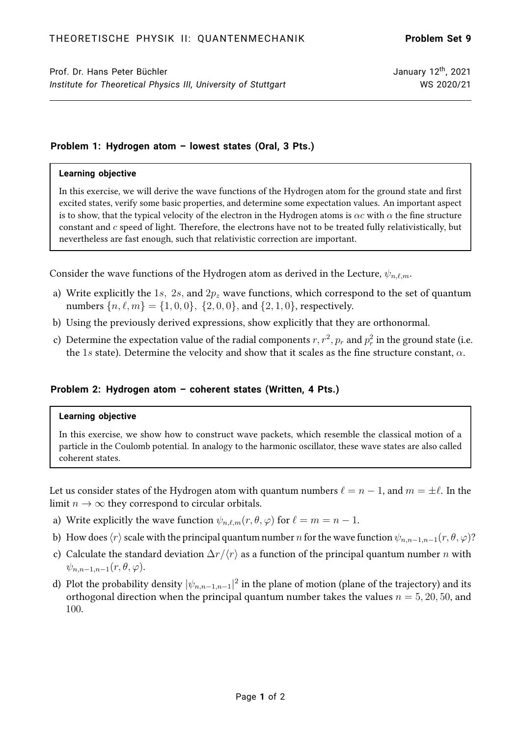THEORETISCHE PHYSIK II: QUANTENMECHANIK **Problem Set 9**

Prof. Dr. Hans Peter Büchler
*Institute for Theoretical Physics III, University of Stuttgart*

January 12th, 2021
WS 2020/21

---

### Problem 1: Hydrogen atom – lowest states (Oral, 3 Pts.)

> **Learning objective**
>
> In this exercise, we will derive the wave functions of the Hydrogen atom for the ground state and first excited states, verify some basic properties, and determine some expectation values. An important aspect is to show, that the typical velocity of the electron in the Hydrogen atoms is $\alpha c$ with $\alpha$ the fine structure constant and $c$ speed of light. Therefore, the electrons have not to be treated fully relativistically, but nevertheless are fast enough, such that relativistic correction are important.

Consider the wave functions of the Hydrogen atom as derived in the Lecture, $\psi_{n,\ell,m}$.

a) Write explicitly the $1s$, $2s$, and $2p_z$ wave functions, which correspond to the set of quantum numbers $\{n, \ell, m\} = \{1, 0, 0\}$, $\{2, 0, 0\}$, and $\{2, 1, 0\}$, respectively.

b) Using the previously derived expressions, show explicitly that they are orthonormal.

c) Determine the expectation value of the radial components $r, r^2, p_r$ and $p_r^2$ in the ground state (i.e. the $1s$ state). Determine the velocity and show that it scales as the fine structure constant, $\alpha$.

### Problem 2: Hydrogen atom – coherent states (Written, 4 Pts.)

> **Learning objective**
>
> In this exercise, we show how to construct wave packets, which resemble the classical motion of a particle in the Coulomb potential. In analogy to the harmonic oscillator, these wave states are also called coherent states.

Let us consider states of the Hydrogen atom with quantum numbers $\ell = n - 1$, and $m = \pm\ell$. In the limit $n \to \infty$ they correspond to circular orbitals.

a) Write explicitly the wave function $\psi_{n,\ell,m}(r, \theta, \varphi)$ for $\ell = m = n - 1$.

b) How does $\langle r \rangle$ scale with the principal quantum number $n$ for the wave function $\psi_{n,n-1,n-1}(r, \theta, \varphi)$?

c) Calculate the standard deviation $\Delta r / \langle r \rangle$ as a function of the principal quantum number $n$ with $\psi_{n,n-1,n-1}(r, \theta, \varphi)$.

d) Plot the probability density $|\psi_{n,n-1,n-1}|^2$ in the plane of motion (plane of the trajectory) and its orthogonal direction when the principal quantum number takes the values $n = 5, 20, 50$, and $100$.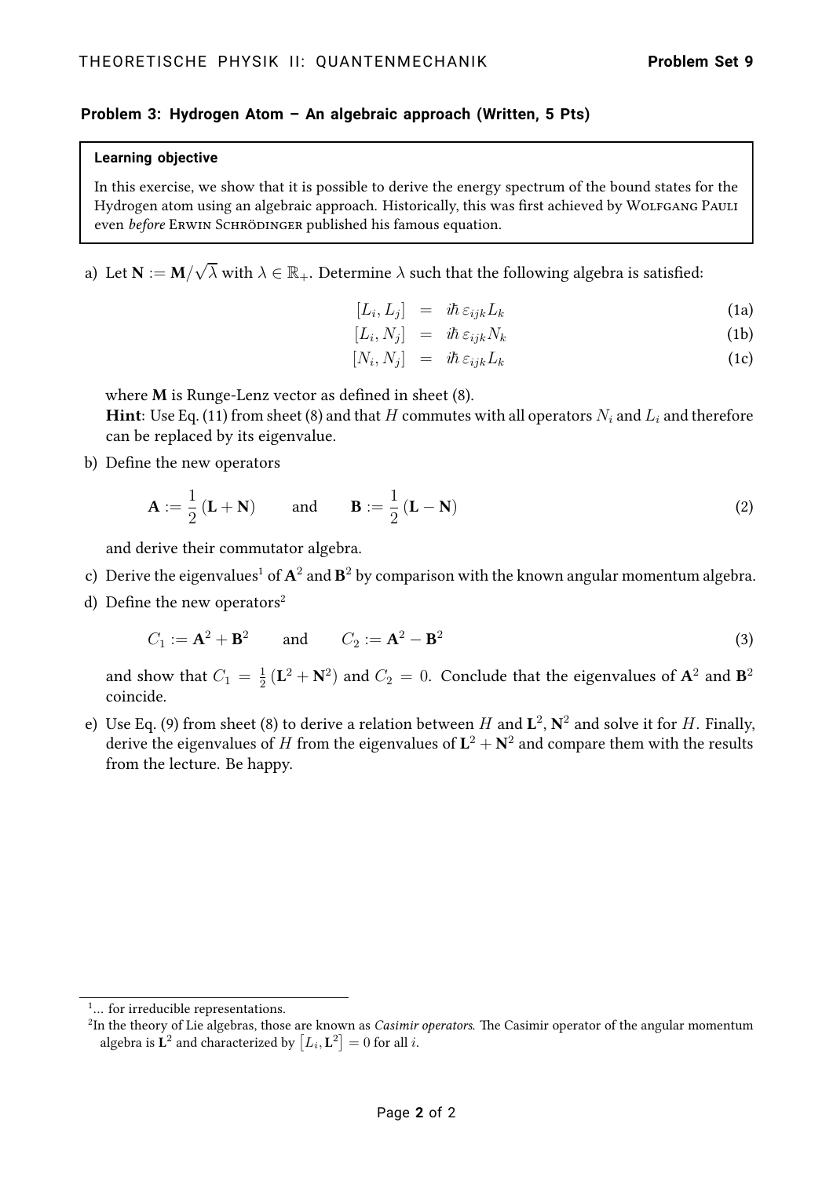### Problem 3: Hydrogen Atom – An algebraic approach (Written, 5 Pts)

> **Learning objective**
>
> In this exercise, we show that it is possible to derive the energy spectrum of the bound states for the Hydrogen atom using an algebraic approach. Historically, this was first achieved by Wolfgang Pauli even *before* Erwin Schrödinger published his famous equation.

a) Let $\mathbf{N} := \mathbf{M}/\sqrt{\lambda}$ with $\lambda \in \mathbb{R}_+$. Determine $\lambda$ such that the following algebra is satisfied:

$$[L_i, L_j] = i\hbar\, \varepsilon_{ijk} L_k \tag{1a}$$

$$[L_i, N_j] = i\hbar\, \varepsilon_{ijk} N_k \tag{1b}$$

$$[N_i, N_j] = i\hbar\, \varepsilon_{ijk} L_k \tag{1c}$$

where $\mathbf{M}$ is Runge-Lenz vector as defined in sheet (8).
**Hint**: Use Eq. (11) from sheet (8) and that $H$ commutes with all operators $N_i$ and $L_i$ and therefore can be replaced by its eigenvalue.

b) Define the new operators

$$\mathbf{A} := \frac{1}{2}(\mathbf{L} + \mathbf{N}) \qquad \text{and} \qquad \mathbf{B} := \frac{1}{2}(\mathbf{L} - \mathbf{N}) \tag{2}$$

and derive their commutator algebra.

c) Derive the eigenvalues[1] of $\mathbf{A}^2$ and $\mathbf{B}^2$ by comparison with the known angular momentum algebra.

d) Define the new operators[2]

$$C_1 := \mathbf{A}^2 + \mathbf{B}^2 \qquad \text{and} \qquad C_2 := \mathbf{A}^2 - \mathbf{B}^2 \tag{3}$$

and show that $C_1 = \frac{1}{2}(\mathbf{L}^2 + \mathbf{N}^2)$ and $C_2 = 0$. Conclude that the eigenvalues of $\mathbf{A}^2$ and $\mathbf{B}^2$ coincide.

e) Use Eq. (9) from sheet (8) to derive a relation between $H$ and $\mathbf{L}^2$, $\mathbf{N}^2$ and solve it for $H$. Finally, derive the eigenvalues of $H$ from the eigenvalues of $\mathbf{L}^2 + \mathbf{N}^2$ and compare them with the results from the lecture. Be happy.

---

[1] ... for irreducible representations.

[2] In the theory of Lie algebras, those are known as *Casimir operators*. The Casimir operator of the angular momentum algebra is $\mathbf{L}^2$ and characterized by $[L_i, \mathbf{L}^2] = 0$ for all $i$.